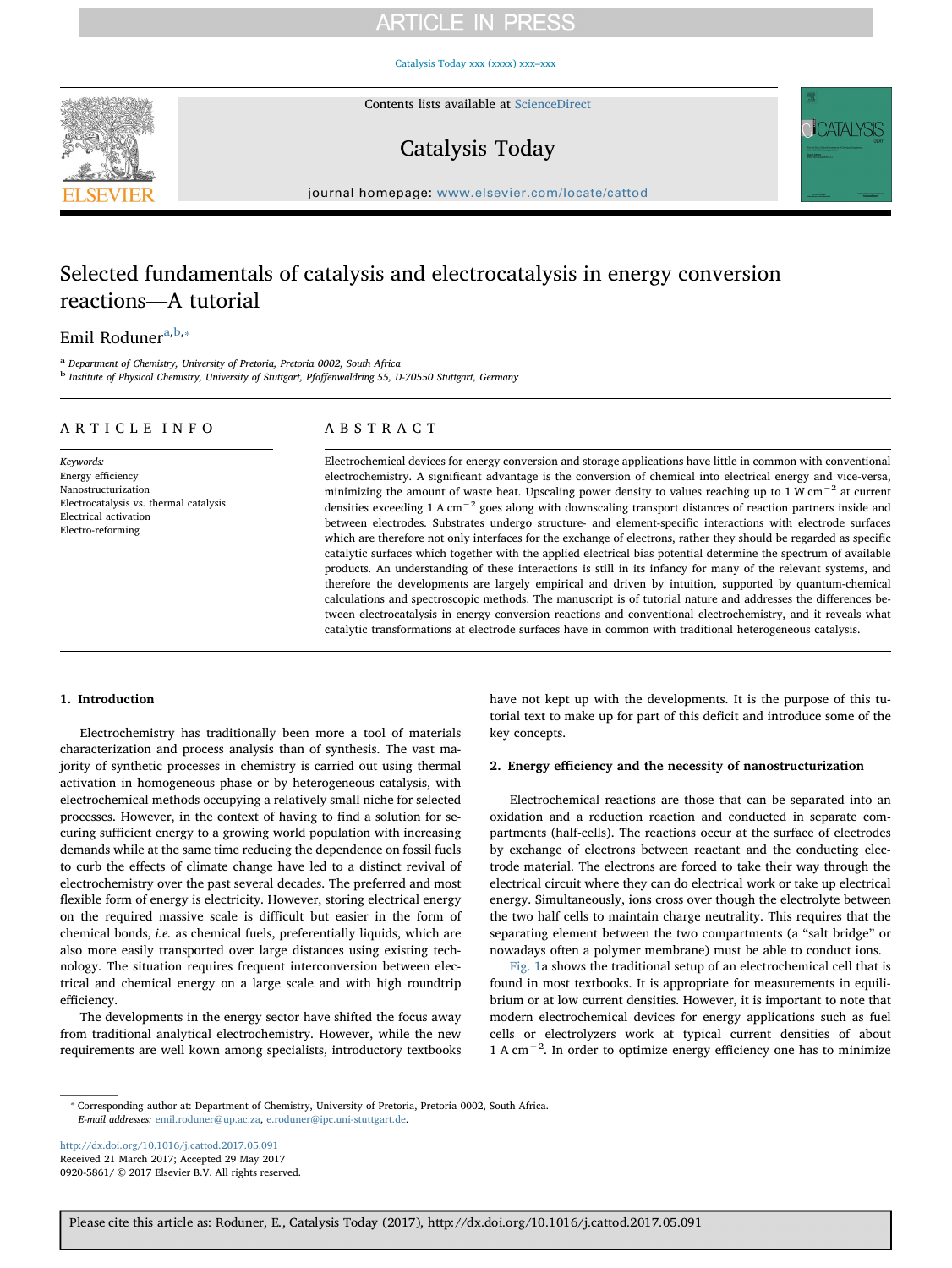# Selected fundamentals of catalysis and electrocatalysis in energy conversion reactions—A tutorial

Emil Roduner[a,b,*]

[a] Department of Chemistry, University of Pretoria, Pretoria 0002, South Africa

[b] Institute of Physical Chemistry, University of Stuttgart, Pfaffenwaldring 55, D-70550 Stuttgart, Germany

## ARTICLE INFO

*Keywords:*
Energy efficiency
Nanostructurization
Electrocatalysis vs. thermal catalysis
Electrical activation
Electro-reforming

## ABSTRACT

Electrochemical devices for energy conversion and storage applications have little in common with conventional electrochemistry. A significant advantage is the conversion of chemical into electrical energy and vice-versa, minimizing the amount of waste heat. Upscaling power density to values reaching up to 1 W cm$^{-2}$ at current densities exceeding 1 A cm$^{-2}$ goes along with downscaling transport distances of reaction partners inside and between electrodes. Substrates undergo structure- and element-specific interactions with electrode surfaces which are therefore not only interfaces for the exchange of electrons, rather they should be regarded as specific catalytic surfaces which together with the applied electrical bias potential determine the spectrum of available products. An understanding of these interactions is still in its infancy for many of the relevant systems, and therefore the developments are largely empirical and driven by intuition, supported by quantum-chemical calculations and spectroscopic methods. The manuscript is of tutorial nature and addresses the differences between electrocatalysis in energy conversion reactions and conventional electrochemistry, and it reveals what catalytic transformations at electrode surfaces have in common with traditional heterogeneous catalysis.

## 1. Introduction

Electrochemistry has traditionally been more a tool of materials characterization and process analysis than of synthesis. The vast majority of synthetic processes in chemistry is carried out using thermal activation in homogeneous phase or by heterogeneous catalysis, with electrochemical methods occupying a relatively small niche for selected processes. However, in the context of having to find a solution for securing sufficient energy to a growing world population with increasing demands while at the same time reducing the dependence on fossil fuels to curb the effects of climate change have led to a distinct revival of electrochemistry over the past several decades. The preferred and most flexible form of energy is electricity. However, storing electrical energy on the required massive scale is difficult but easier in the form of chemical bonds, *i.e.* as chemical fuels, preferentially liquids, which are also more easily transported over large distances using existing technology. The situation requires frequent interconversion between electrical and chemical energy on a large scale and with high roundtrip efficiency.

The developments in the energy sector have shifted the focus away from traditional analytical electrochemistry. However, while the new requirements are well kown among specialists, introductory textbooks have not kept up with the developments. It is the purpose of this tutorial text to make up for part of this deficit and introduce some of the key concepts.

## 2. Energy efficiency and the necessity of nanostructurization

Electrochemical reactions are those that can be separated into an oxidation and a reduction reaction and conducted in separate compartments (half-cells). The reactions occur at the surface of electrodes by exchange of electrons between reactant and the conducting electrode material. The electrons are forced to take their way through the electrical circuit where they can do electrical work or take up electrical energy. Simultaneously, ions cross over though the electrolyte between the two half cells to maintain charge neutrality. This requires that the separating element between the two compartments (a "salt bridge" or nowadays often a polymer membrane) must be able to conduct ions.

Fig. 1a shows the traditional setup of an electrochemical cell that is found in most textbooks. It is appropriate for measurements in equilibrium or at low current densities. However, it is important to note that modern electrochemical devices for energy applications such as fuel cells or electrolyzers work at typical current densities of about 1 A cm$^{-2}$. In order to optimize energy efficiency one has to minimize

---

* Corresponding author at: Department of Chemistry, University of Pretoria, Pretoria 0002, South Africa.
*E-mail addresses:* emil.roduner@up.ac.za, e.roduner@ipc.uni-stuttgart.de.

http://dx.doi.org/10.1016/j.cattod.2017.05.091
Received 21 March 2017; Accepted 29 May 2017
0920-5861/ © 2017 Elsevier B.V. All rights reserved.

Please cite this article as: Roduner, E., Catalysis Today (2017), http://dx.doi.org/10.1016/j.cattod.2017.05.091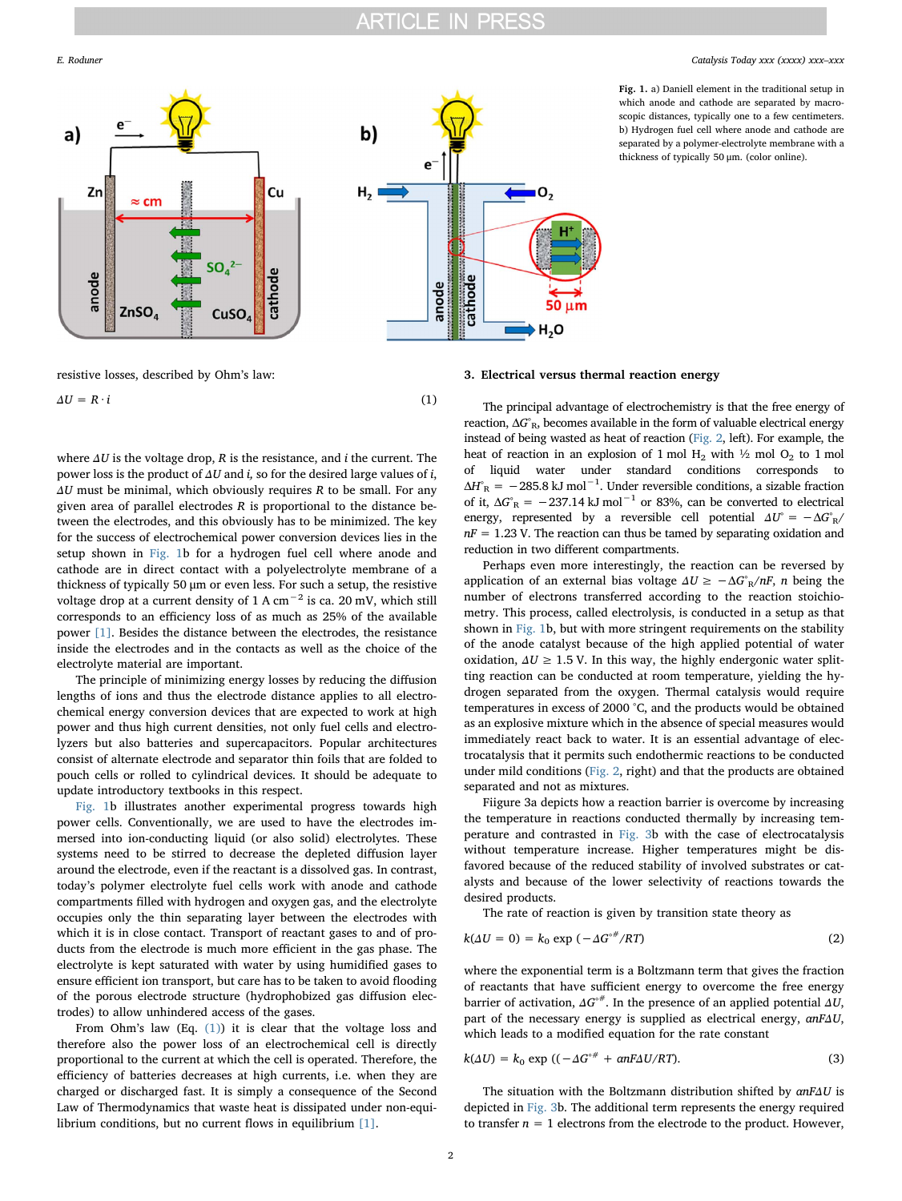Fig. 1. a) Daniell element in the traditional setup in which anode and cathode are separated by macroscopic distances, typically one to a few centimeters. b) Hydrogen fuel cell where anode and cathode are separated by a polymer-electrolyte membrane with a thickness of typically 50 µm. (color online).

resistive losses, described by Ohm's law:

$$\Delta U = R \cdot i \tag{1}$$

where $\Delta U$ is the voltage drop, $R$ is the resistance, and $i$ the current. The power loss is the product of $\Delta U$ and $i$, so for the desired large values of $i$, $\Delta U$ must be minimal, which obviously requires $R$ to be small. For any given area of parallel electrodes $R$ is proportional to the distance between the electrodes, and this obviously has to be minimized. The key for the success of electrochemical power conversion devices lies in the setup shown in Fig. 1b for a hydrogen fuel cell where anode and cathode are in direct contact with a polyelectrolyte membrane of a thickness of typically 50 µm or even less. For such a setup, the resistive voltage drop at a current density of 1 A $cm^{-2}$ is ca. 20 mV, which still corresponds to an efficiency loss of as much as 25% of the available power [1]. Besides the distance between the electrodes, the resistance inside the electrodes and in the contacts as well as the choice of the electrolyte material are important.

The principle of minimizing energy losses by reducing the diffusion lengths of ions and thus the electrode distance applies to all electrochemical energy conversion devices that are expected to work at high power and thus high current densities, not only fuel cells and electrolyzers but also batteries and supercapacitors. Popular architectures consist of alternate electrode and separator thin foils that are folded to pouch cells or rolled to cylindrical devices. It should be adequate to update introductory textbooks in this respect.

Fig. 1b illustrates another experimental progress towards high power cells. Conventionally, we are used to have the electrodes immersed into ion-conducting liquid (or also solid) electrolytes. These systems need to be stirred to decrease the depleted diffusion layer around the electrode, even if the reactant is a dissolved gas. In contrast, today's polymer electrolyte fuel cells work with anode and cathode compartments filled with hydrogen and oxygen gas, and the electrolyte occupies only the thin separating layer between the electrodes with which it is in close contact. Transport of reactant gases to and of products from the electrode is much more efficient in the gas phase. The electrolyte is kept saturated with water by using humidified gases to ensure efficient ion transport, but care has to be taken to avoid flooding of the porous electrode structure (hydrophobized gas diffusion electrodes) to allow unhindered access of the gases.

From Ohm's law (Eq. (1)) it is clear that the voltage loss and therefore also the power loss of an electrochemical cell is directly proportional to the current at which the cell is operated. Therefore, the efficiency of batteries decreases at high currents, i.e. when they are charged or discharged fast. It is simply a consequence of the Second Law of Thermodynamics that waste heat is dissipated under non-equilibrium conditions, but no current flows in equilibrium [1].

## 3. Electrical versus thermal reaction energy

The principal advantage of electrochemistry is that the free energy of reaction, $\Delta G^{\circ}_{R}$, becomes available in the form of valuable electrical energy instead of being wasted as heat of reaction (Fig. 2, left). For example, the heat of reaction in an explosion of 1 mol $H_2$ with ½ mol $O_2$ to 1 mol of liquid water under standard conditions corresponds to $\Delta H^{\circ}_{R} = -285.8$ kJ $mol^{-1}$. Under reversible conditions, a sizable fraction of it, $\Delta G^{\circ}_{R} = -237.14$ kJ $mol^{-1}$ or 83%, can be converted to electrical energy, represented by a reversible cell potential $\Delta U^{\circ} = -\Delta G^{\circ}_{R}/nF = 1.23$ V. The reaction can thus be tamed by separating oxidation and reduction in two different compartments.

Perhaps even more interestingly, the reaction can be reversed by application of an external bias voltage $\Delta U \geq -\Delta G^{\circ}_{R}/nF$, $n$ being the number of electrons transferred according to the reaction stoichiometry. This process, called electrolysis, is conducted in a setup as that shown in Fig. 1b, but with more stringent requirements on the stability of the anode catalyst because of the high applied potential of water oxidation, $\Delta U \geq 1.5$ V. In this way, the highly endergonic water splitting reaction can be conducted at room temperature, yielding the hydrogen separated from the oxygen. Thermal catalysis would require temperatures in excess of 2000 °C, and the products would be obtained as an explosive mixture which in the absence of special measures would immediately react back to water. It is an essential advantage of electrocatalysis that it permits such endothermic reactions to be conducted under mild conditions (Fig. 2, right) and that the products are obtained separated and not as mixtures.

Fiigure 3a depicts how a reaction barrier is overcome by increasing the temperature in reactions conducted thermally by increasing temperature and contrasted in Fig. 3b with the case of electrocatalysis without temperature increase. Higher temperatures might be disfavored because of the reduced stability of involved substrates or catalysts and because of the lower selectivity of reactions towards the desired products.

The rate of reaction is given by transition state theory as

$$k(\Delta U = 0) = k_0 \exp\left(-\Delta G^{\circ\#}/RT\right) \tag{2}$$

where the exponential term is a Boltzmann term that gives the fraction of reactants that have sufficient energy to overcome the free energy barrier of activation, $\Delta G^{\circ\#}$. In the presence of an applied potential $\Delta U$, part of the necessary energy is supplied as electrical energy, $\alpha nF\Delta U$, which leads to a modified equation for the rate constant

$$k(\Delta U) = k_0 \exp\left((-\Delta G^{\circ\#} + \alpha nF\Delta U/RT\right). \tag{3}$$

The situation with the Boltzmann distribution shifted by $\alpha nF\Delta U$ is depicted in Fig. 3b. The additional term represents the energy required to transfer $n = 1$ electrons from the electrode to the product. However,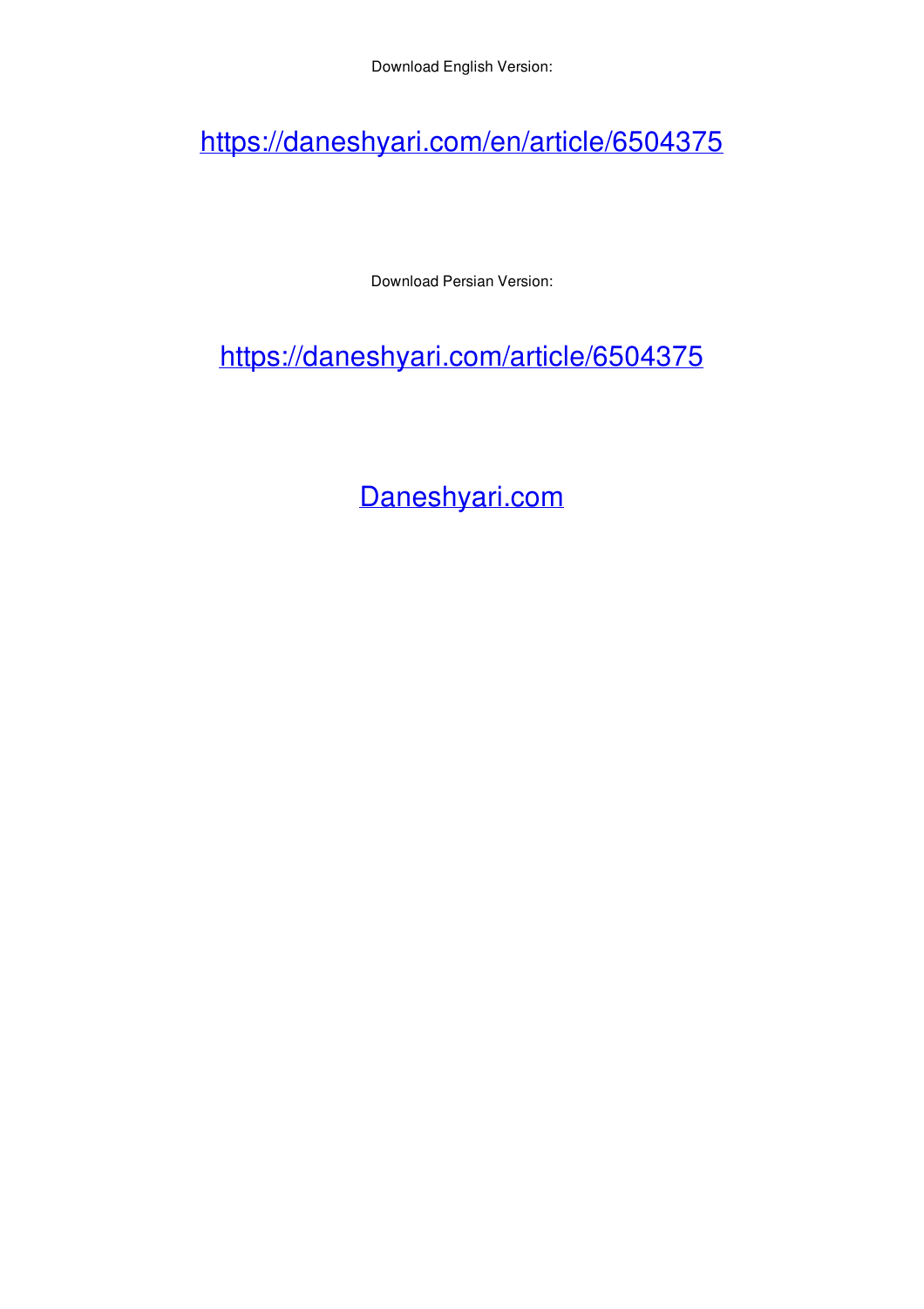Download English Version:

https://daneshyari.com/en/article/6504375

Download Persian Version:

https://daneshyari.com/article/6504375

Daneshyari.com